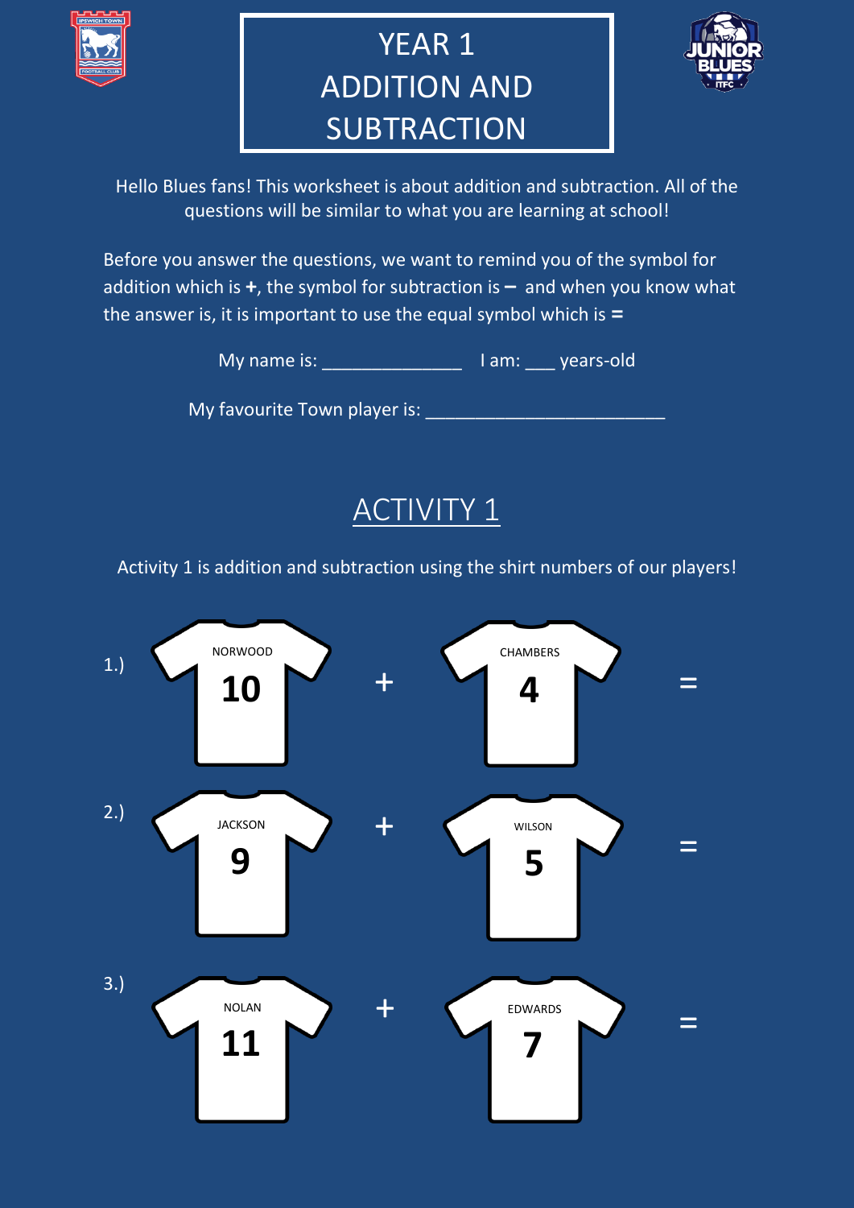# YEAR 1 ADDITION AND SUBTRACTION

Hello Blues fans! This worksheet is about addition and subtraction. All of the questions will be similar to what you are learning at school!

Before you answer the questions, we want to remind you of the symbol for addition which is **+**, the symbol for subtraction is **–** and when you know what the answer is, it is important to use the equal symbol which is **=**

My name is: ______________ I am: ___ years-old

My favourite Town player is: ________________________

## ACTIVITY 1

Activity 1 is addition and subtraction using the shirt numbers of our players!

1.) NORWOOD **10** + CHAMBERS **4** =

2.) JACKSON **9** + WILSON **5** =

3.) NOLAN **11** + EDWARDS **7** =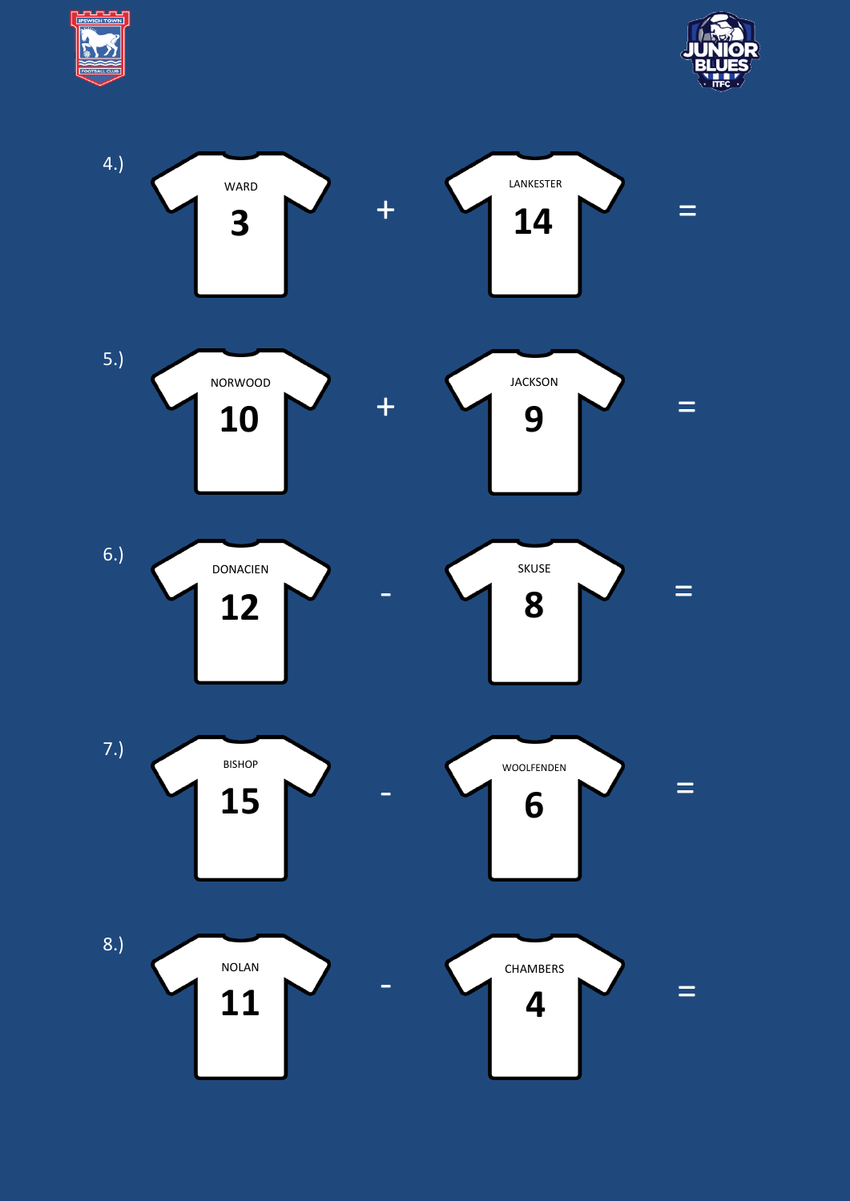4.) WARD 3 + LANKESTER 14 =

5.) NORWOOD 10 + JACKSON 9 =

6.) DONACIEN 12 - SKUSE 8 =

7.) BISHOP 15 - WOOLFENDEN 6 =

8.) NOLAN 11 - CHAMBERS 4 =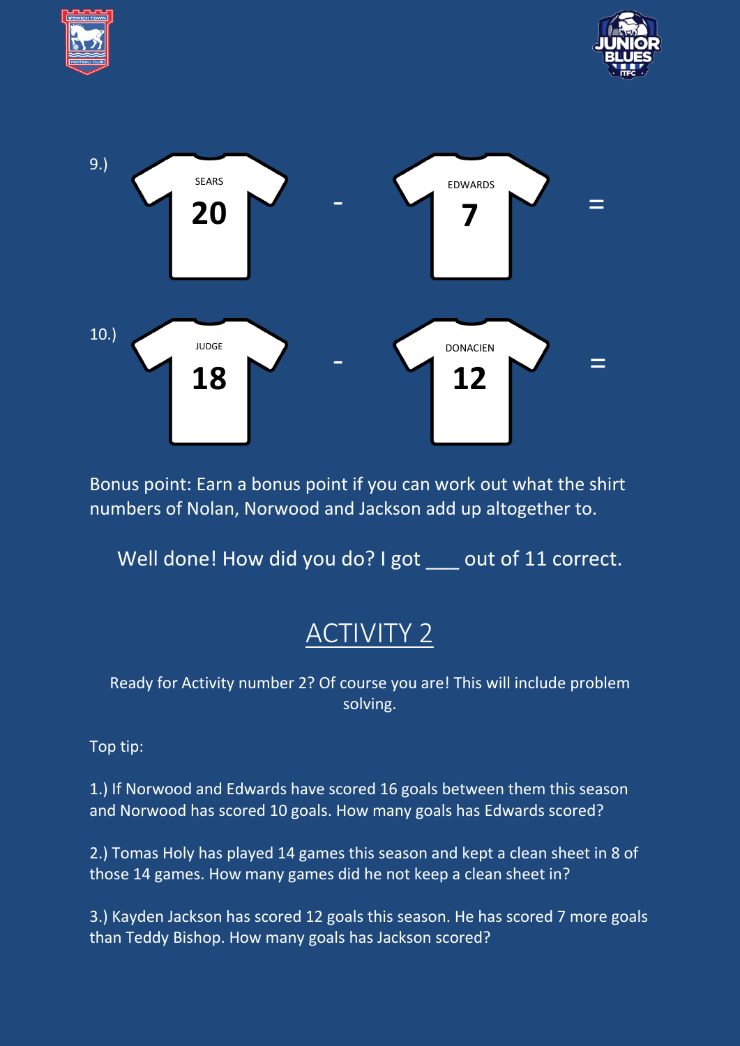9.) SEARS 20 - EDWARDS 7 =

10.) JUDGE 18 - DONACIEN 12 =

Bonus point: Earn a bonus point if you can work out what the shirt numbers of Nolan, Norwood and Jackson add up altogether to.

Well done! How did you do? I got ___ out of 11 correct.

## ACTIVITY 2

Ready for Activity number 2? Of course you are! This will include problem solving.

Top tip:

1.) If Norwood and Edwards have scored 16 goals between them this season and Norwood has scored 10 goals. How many goals has Edwards scored?

2.) Tomas Holy has played 14 games this season and kept a clean sheet in 8 of those 14 games. How many games did he not keep a clean sheet in?

3.) Kayden Jackson has scored 12 goals this season. He has scored 7 more goals than Teddy Bishop. How many goals has Jackson scored?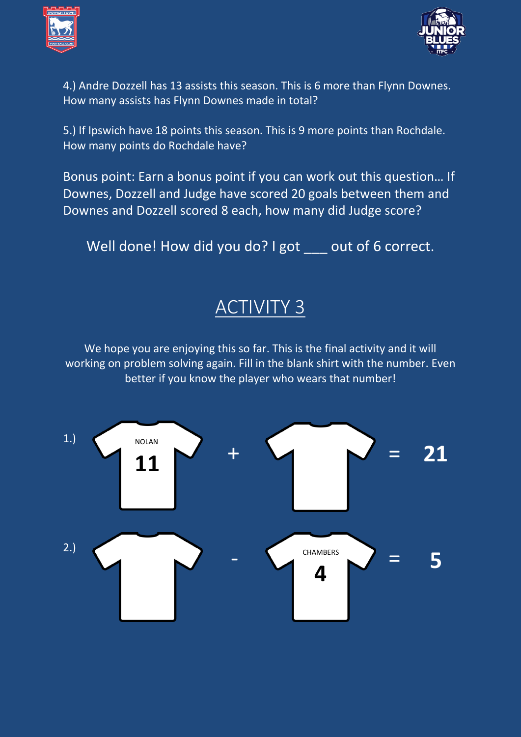4.) Andre Dozzell has 13 assists this season. This is 6 more than Flynn Downes. How many assists has Flynn Downes made in total?

5.) If Ipswich have 18 points this season. This is 9 more points than Rochdale. How many points do Rochdale have?

Bonus point: Earn a bonus point if you can work out this question… If Downes, Dozzell and Judge have scored 20 goals between them and Downes and Dozzell scored 8 each, how many did Judge score?

Well done! How did you do? I got ___ out of 6 correct.

## ACTIVITY 3

We hope you are enjoying this so far. This is the final activity and it will working on problem solving again. Fill in the blank shirt with the number. Even better if you know the player who wears that number!

1.) NOLAN **11** + [blank shirt] = **21**

2.) [blank shirt] - CHAMBERS **4** = **5**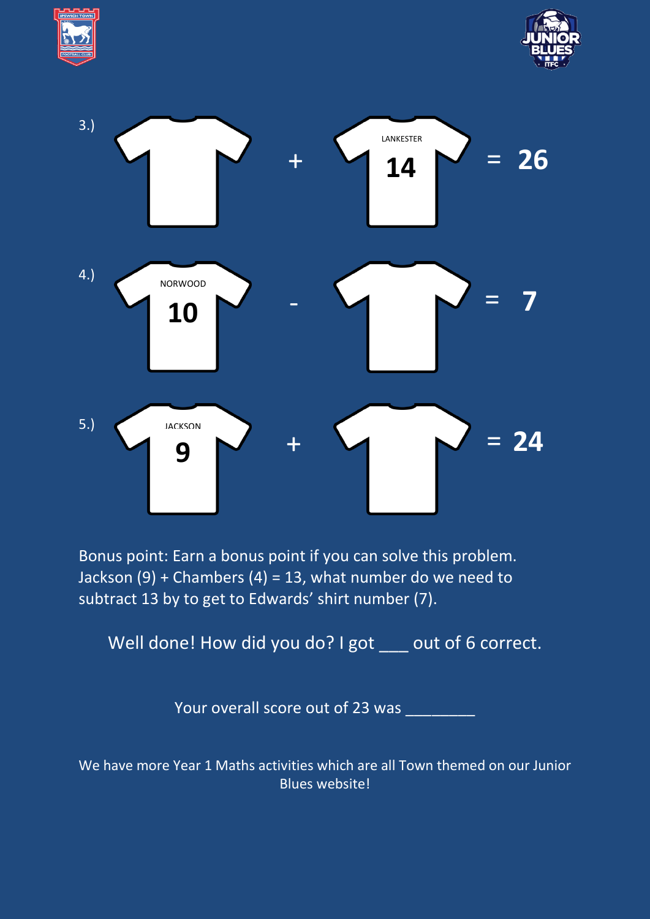3.) [shirt] + LANKESTER 14 = 26

4.) NORWOOD 10 - [shirt] = 7

5.) JACKSON 9 + [shirt] = 24

Bonus point: Earn a bonus point if you can solve this problem. Jackson (9) + Chambers (4) = 13, what number do we need to subtract 13 by to get to Edwards' shirt number (7).

Well done! How did you do? I got ___ out of 6 correct.

Your overall score out of 23 was ________

We have more Year 1 Maths activities which are all Town themed on our Junior Blues website!